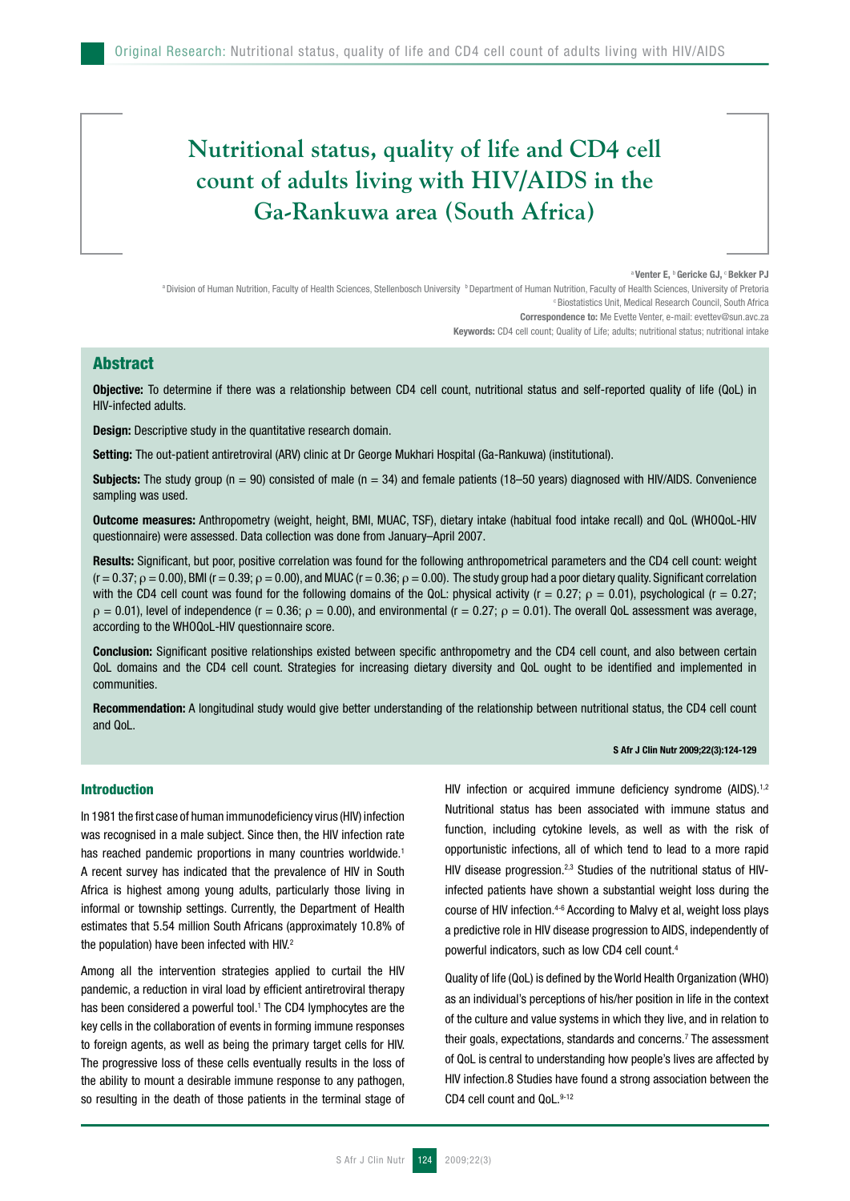# Nutritional status, quality of life and CD4 cell count of adults living with HIV/AIDS in the Ga-Rankuwa area (South Africa)

[a] Venter E, [b] Gericke GJ, [c] Bekker PJ

[a] Division of Human Nutrition, Faculty of Health Sciences, Stellenbosch University [b] Department of Human Nutrition, Faculty of Health Sciences, University of Pretoria

[c] Biostatistics Unit, Medical Research Council, South Africa

**Correspondence to:** Me Evette Venter, e-mail: evettev@sun.avc.za

**Keywords:** CD4 cell count; Quality of Life; adults; nutritional status; nutritional intake

## Abstract

**Objective:** To determine if there was a relationship between CD4 cell count, nutritional status and self-reported quality of life (QoL) in HIV-infected adults.

**Design:** Descriptive study in the quantitative research domain.

**Setting:** The out-patient antiretroviral (ARV) clinic at Dr George Mukhari Hospital (Ga-Rankuwa) (institutional).

**Subjects:** The study group (n = 90) consisted of male (n = 34) and female patients (18–50 years) diagnosed with HIV/AIDS. Convenience sampling was used.

**Outcome measures:** Anthropometry (weight, height, BMI, MUAC, TSF), dietary intake (habitual food intake recall) and QoL (WHOQoL-HIV questionnaire) were assessed. Data collection was done from January–April 2007.

**Results:** Significant, but poor, positive correlation was found for the following anthropometrical parameters and the CD4 cell count: weight ($r = 0.37$; $\rho = 0.00$), BMI ($r = 0.39$; $\rho = 0.00$), and MUAC ($r = 0.36$; $\rho = 0.00$). The study group had a poor dietary quality. Significant correlation with the CD4 cell count was found for the following domains of the QoL: physical activity ($r = 0.27$; $\rho = 0.01$), psychological ($r = 0.27$; $\rho = 0.01$), level of independence ($r = 0.36$; $\rho = 0.00$), and environmental ($r = 0.27$; $\rho = 0.01$). The overall QoL assessment was average, according to the WHOQoL-HIV questionnaire score.

**Conclusion:** Significant positive relationships existed between specific anthropometry and the CD4 cell count, and also between certain QoL domains and the CD4 cell count. Strategies for increasing dietary diversity and QoL ought to be identified and implemented in communities.

**Recommendation:** A longitudinal study would give better understanding of the relationship between nutritional status, the CD4 cell count and QoL.

**S Afr J Clin Nutr 2009;22(3):124-129**

## Introduction

In 1981 the first case of human immunodeficiency virus (HIV) infection was recognised in a male subject. Since then, the HIV infection rate has reached pandemic proportions in many countries worldwide.[1] A recent survey has indicated that the prevalence of HIV in South Africa is highest among young adults, particularly those living in informal or township settings. Currently, the Department of Health estimates that 5.54 million South Africans (approximately 10.8% of the population) have been infected with HIV.[2]

Among all the intervention strategies applied to curtail the HIV pandemic, a reduction in viral load by efficient antiretroviral therapy has been considered a powerful tool.[1] The CD4 lymphocytes are the key cells in the collaboration of events in forming immune responses to foreign agents, as well as being the primary target cells for HIV. The progressive loss of these cells eventually results in the loss of the ability to mount a desirable immune response to any pathogen, so resulting in the death of those patients in the terminal stage of HIV infection or acquired immune deficiency syndrome (AIDS).[1,2] Nutritional status has been associated with immune status and function, including cytokine levels, as well as with the risk of opportunistic infections, all of which tend to lead to a more rapid HIV disease progression.[2,3] Studies of the nutritional status of HIV-infected patients have shown a substantial weight loss during the course of HIV infection.[4-6] According to Malvy et al, weight loss plays a predictive role in HIV disease progression to AIDS, independently of powerful indicators, such as low CD4 cell count.[4]

Quality of life (QoL) is defined by the World Health Organization (WHO) as an individual's perceptions of his/her position in life in the context of the culture and value systems in which they live, and in relation to their goals, expectations, standards and concerns.[7] The assessment of QoL is central to understanding how people's lives are affected by HIV infection.8 Studies have found a strong association between the CD4 cell count and QoL.[9-12]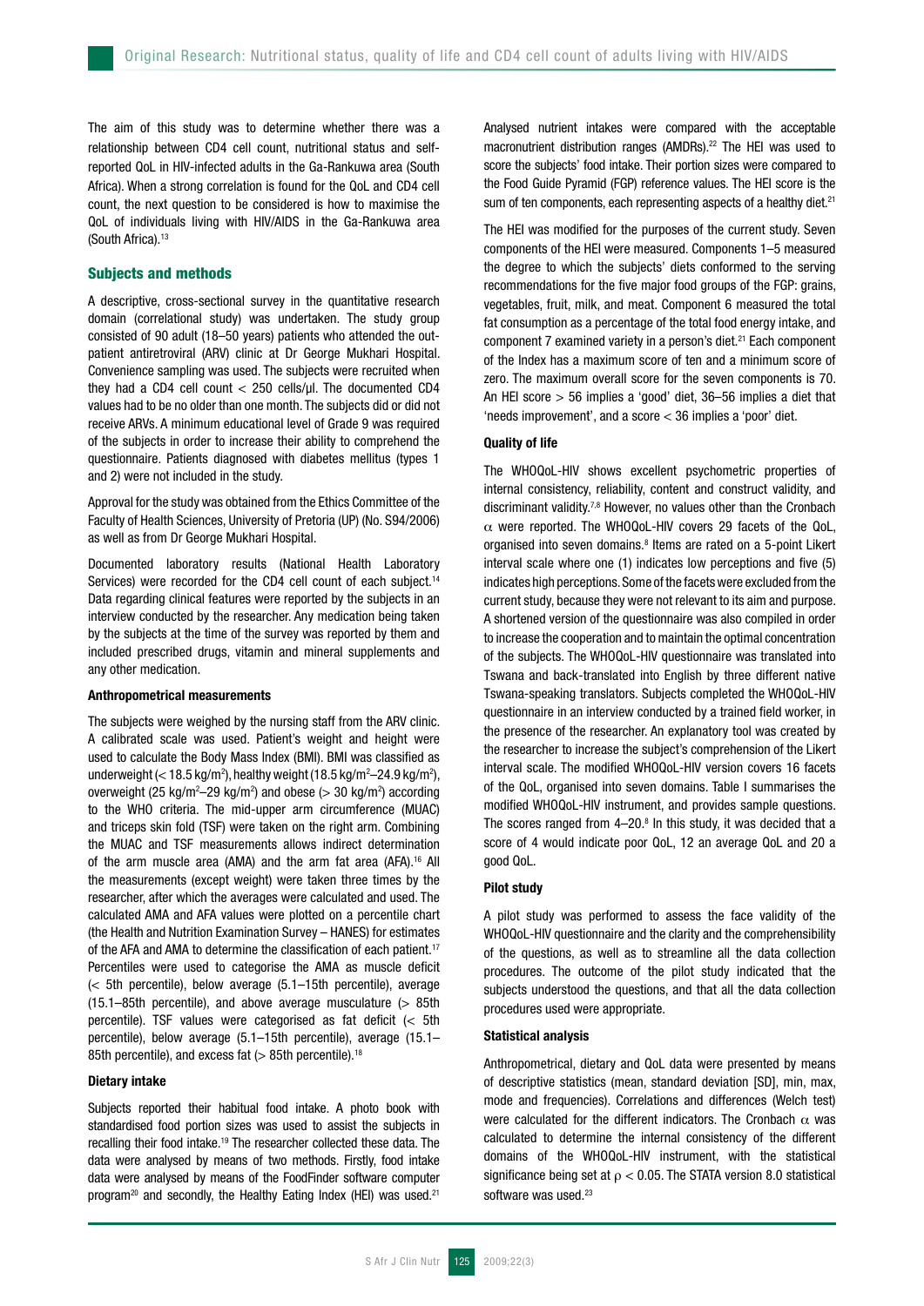The aim of this study was to determine whether there was a relationship between CD4 cell count, nutritional status and self-reported QoL in HIV-infected adults in the Ga-Rankuwa area (South Africa). When a strong correlation is found for the QoL and CD4 cell count, the next question to be considered is how to maximise the QoL of individuals living with HIV/AIDS in the Ga-Rankuwa area (South Africa).[13]

## Subjects and methods

A descriptive, cross-sectional survey in the quantitative research domain (correlational study) was undertaken. The study group consisted of 90 adult (18–50 years) patients who attended the out-patient antiretroviral (ARV) clinic at Dr George Mukhari Hospital. Convenience sampling was used. The subjects were recruited when they had a CD4 cell count < 250 cells/µl. The documented CD4 values had to be no older than one month. The subjects did or did not receive ARVs. A minimum educational level of Grade 9 was required of the subjects in order to increase their ability to comprehend the questionnaire. Patients diagnosed with diabetes mellitus (types 1 and 2) were not included in the study.

Approval for the study was obtained from the Ethics Committee of the Faculty of Health Sciences, University of Pretoria (UP) (No. S94/2006) as well as from Dr George Mukhari Hospital.

Documented laboratory results (National Health Laboratory Services) were recorded for the CD4 cell count of each subject.[14] Data regarding clinical features were reported by the subjects in an interview conducted by the researcher. Any medication being taken by the subjects at the time of the survey was reported by them and included prescribed drugs, vitamin and mineral supplements and any other medication.

### Anthropometrical measurements

The subjects were weighed by the nursing staff from the ARV clinic. A calibrated scale was used. Patient's weight and height were used to calculate the Body Mass Index (BMI). BMI was classified as underweight (< 18.5 kg/m$^2$), healthy weight (18.5 kg/m$^2$–24.9 kg/m$^2$), overweight (25 kg/m$^2$–29 kg/m$^2$) and obese (> 30 kg/m$^2$) according to the WHO criteria. The mid-upper arm circumference (MUAC) and triceps skin fold (TSF) were taken on the right arm. Combining the MUAC and TSF measurements allows indirect determination of the arm muscle area (AMA) and the arm fat area (AFA).[16] All the measurements (except weight) were taken three times by the researcher, after which the averages were calculated and used. The calculated AMA and AFA values were plotted on a percentile chart (the Health and Nutrition Examination Survey – HANES) for estimates of the AFA and AMA to determine the classification of each patient.[17] Percentiles were used to categorise the AMA as muscle deficit (< 5th percentile), below average (5.1–15th percentile), average (15.1–85th percentile), and above average musculature (> 85th percentile). TSF values were categorised as fat deficit (< 5th percentile), below average (5.1–15th percentile), average (15.1–85th percentile), and excess fat (> 85th percentile).[18]

### Dietary intake

Subjects reported their habitual food intake. A photo book with standardised food portion sizes was used to assist the subjects in recalling their food intake.[19] The researcher collected these data. The data were analysed by means of two methods. Firstly, food intake data were analysed by means of the FoodFinder software computer program[20] and secondly, the Healthy Eating Index (HEI) was used.[21]

Analysed nutrient intakes were compared with the acceptable macronutrient distribution ranges (AMDRs).[22] The HEI was used to score the subjects' food intake. Their portion sizes were compared to the Food Guide Pyramid (FGP) reference values. The HEI score is the sum of ten components, each representing aspects of a healthy diet.[21]

The HEI was modified for the purposes of the current study. Seven components of the HEI were measured. Components 1–5 measured the degree to which the subjects' diets conformed to the serving recommendations for the five major food groups of the FGP: grains, vegetables, fruit, milk, and meat. Component 6 measured the total fat consumption as a percentage of the total food energy intake, and component 7 examined variety in a person's diet.[21] Each component of the Index has a maximum score of ten and a minimum score of zero. The maximum overall score for the seven components is 70. An HEI score > 56 implies a 'good' diet, 36–56 implies a diet that 'needs improvement', and a score < 36 implies a 'poor' diet.

### Quality of life

The WHOQoL-HIV shows excellent psychometric properties of internal consistency, reliability, content and construct validity, and discriminant validity.[7,8] However, no values other than the Cronbach $\alpha$ were reported. The WHOQoL-HIV covers 29 facets of the QoL, organised into seven domains.[8] Items are rated on a 5-point Likert interval scale where one (1) indicates low perceptions and five (5) indicates high perceptions. Some of the facets were excluded from the current study, because they were not relevant to its aim and purpose. A shortened version of the questionnaire was also compiled in order to increase the cooperation and to maintain the optimal concentration of the subjects. The WHOQoL-HIV questionnaire was translated into Tswana and back-translated into English by three different native Tswana-speaking translators. Subjects completed the WHOQoL-HIV questionnaire in an interview conducted by a trained field worker, in the presence of the researcher. An explanatory tool was created by the researcher to increase the subject's comprehension of the Likert interval scale. The modified WHOQoL-HIV version covers 16 facets of the QoL, organised into seven domains. Table I summarises the modified WHOQoL-HIV instrument, and provides sample questions. The scores ranged from 4–20.[8] In this study, it was decided that a score of 4 would indicate poor QoL, 12 an average QoL and 20 a good QoL.

### Pilot study

A pilot study was performed to assess the face validity of the WHOQoL-HIV questionnaire and the clarity and the comprehensibility of the questions, as well as to streamline all the data collection procedures. The outcome of the pilot study indicated that the subjects understood the questions, and that all the data collection procedures used were appropriate.

### Statistical analysis

Anthropometrical, dietary and QoL data were presented by means of descriptive statistics (mean, standard deviation [SD], min, max, mode and frequencies). Correlations and differences (Welch test) were calculated for the different indicators. The Cronbach $\alpha$ was calculated to determine the internal consistency of the different domains of the WHOQoL-HIV instrument, with the statistical significance being set at $\rho < 0.05$. The STATA version 8.0 statistical software was used.[23]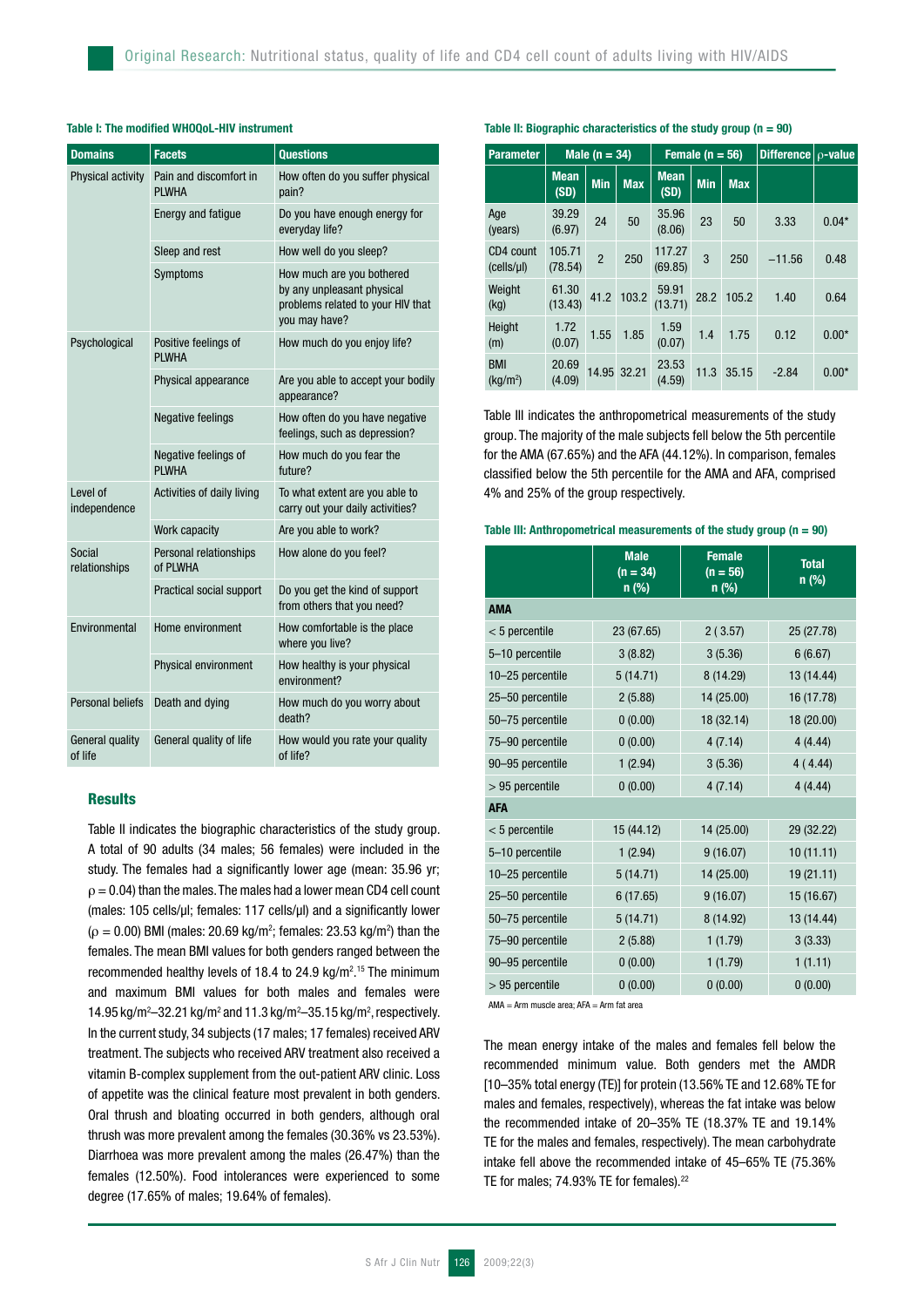**Table I: The modified WHOQoL-HIV instrument**

| Domains | Facets | Questions |
|---|---|---|
| Physical activity | Pain and discomfort in PLWHA | How often do you suffer physical pain? |
| | Energy and fatigue | Do you have enough energy for everyday life? |
| | Sleep and rest | How well do you sleep? |
| | Symptoms | How much are you bothered by any unpleasant physical problems related to your HIV that you may have? |
| Psychological | Positive feelings of PLWHA | How much do you enjoy life? |
| | Physical appearance | Are you able to accept your bodily appearance? |
| | Negative feelings | How often do you have negative feelings, such as depression? |
| | Negative feelings of PLWHA | How much do you fear the future? |
| Level of independence | Activities of daily living | To what extent are you able to carry out your daily activities? |
| | Work capacity | Are you able to work? |
| Social relationships | Personal relationships of PLWHA | How alone do you feel? |
| | Practical social support | Do you get the kind of support from others that you need? |
| Environmental | Home environment | How comfortable is the place where you live? |
| | Physical environment | How healthy is your physical environment? |
| Personal beliefs | Death and dying | How much do you worry about death? |
| General quality of life | General quality of life | How would you rate your quality of life? |

## Results

Table II indicates the biographic characteristics of the study group. A total of 90 adults (34 males; 56 females) were included in the study. The females had a significantly lower age (mean: 35.96 yr; $\rho = 0.04$) than the males. The males had a lower mean CD4 cell count (males: 105 cells/μl; females: 117 cells/μl) and a significantly lower ($\rho = 0.00$) BMI (males: 20.69 kg/m$^2$; females: 23.53 kg/m$^2$) than the females. The mean BMI values for both genders ranged between the recommended healthy levels of 18.4 to 24.9 kg/m$^2$.[15] The minimum and maximum BMI values for both males and females were 14.95 kg/m$^2$–32.21 kg/m$^2$ and 11.3 kg/m$^2$–35.15 kg/m$^2$, respectively. In the current study, 34 subjects (17 males; 17 females) received ARV treatment. The subjects who received ARV treatment also received a vitamin B-complex supplement from the out-patient ARV clinic. Loss of appetite was the clinical feature most prevalent in both genders. Oral thrush and bloating occurred in both genders, although oral thrush was more prevalent among the females (30.36% vs 23.53%). Diarrhoea was more prevalent among the males (26.47%) than the females (12.50%). Food intolerances were experienced to some degree (17.65% of males; 19.64% of females).

**Table II: Biographic characteristics of the study group (n = 90)**

| Parameter | Male (n = 34) | | | Female (n = 56) | | | Difference | ρ-value |
|---|---|---|---|---|---|---|---|---|
| | Mean (SD) | Min | Max | Mean (SD) | Min | Max | | |
| Age (years) | 39.29 (6.97) | 24 | 50 | 35.96 (8.06) | 23 | 50 | 3.33 | 0.04* |
| CD4 count (cells/μl) | 105.71 (78.54) | 2 | 250 | 117.27 (69.85) | 3 | 250 | −11.56 | 0.48 |
| Weight (kg) | 61.30 (13.43) | 41.2 | 103.2 | 59.91 (13.71) | 28.2 | 105.2 | 1.40 | 0.64 |
| Height (m) | 1.72 (0.07) | 1.55 | 1.85 | 1.59 (0.07) | 1.4 | 1.75 | 0.12 | 0.00* |
| BMI (kg/m$^2$) | 20.69 (4.09) | 14.95 | 32.21 | 23.53 (4.59) | 11.3 | 35.15 | -2.84 | 0.00* |

Table III indicates the anthropometrical measurements of the study group. The majority of the male subjects fell below the 5th percentile for the AMA (67.65%) and the AFA (44.12%). In comparison, females classified below the 5th percentile for the AMA and AFA, comprised 4% and 25% of the group respectively.

**Table III: Anthropometrical measurements of the study group (n = 90)**

| | Male (n = 34) n (%) | Female (n = 56) n (%) | Total n (%) |
|---|---|---|---|
| **AMA** | | | |
| < 5 percentile | 23 (67.65) | 2 ( 3.57) | 25 (27.78) |
| 5–10 percentile | 3 (8.82) | 3 (5.36) | 6 (6.67) |
| 10–25 percentile | 5 (14.71) | 8 (14.29) | 13 (14.44) |
| 25–50 percentile | 2 (5.88) | 14 (25.00) | 16 (17.78) |
| 50–75 percentile | 0 (0.00) | 18 (32.14) | 18 (20.00) |
| 75–90 percentile | 0 (0.00) | 4 (7.14) | 4 (4.44) |
| 90–95 percentile | 1 (2.94) | 3 (5.36) | 4 ( 4.44) |
| > 95 percentile | 0 (0.00) | 4 (7.14) | 4 (4.44) |
| **AFA** | | | |
| < 5 percentile | 15 (44.12) | 14 (25.00) | 29 (32.22) |
| 5–10 percentile | 1 (2.94) | 9 (16.07) | 10 (11.11) |
| 10–25 percentile | 5 (14.71) | 14 (25.00) | 19 (21.11) |
| 25–50 percentile | 6 (17.65) | 9 (16.07) | 15 (16.67) |
| 50–75 percentile | 5 (14.71) | 8 (14.92) | 13 (14.44) |
| 75–90 percentile | 2 (5.88) | 1 (1.79) | 3 (3.33) |
| 90–95 percentile | 0 (0.00) | 1 (1.79) | 1 (1.11) |
| > 95 percentile | 0 (0.00) | 0 (0.00) | 0 (0.00) |

AMA = Arm muscle area; AFA = Arm fat area

The mean energy intake of the males and females fell below the recommended minimum value. Both genders met the AMDR [10–35% total energy (TE)] for protein (13.56% TE and 12.68% TE for males and females, respectively), whereas the fat intake was below the recommended intake of 20–35% TE (18.37% TE and 19.14% TE for the males and females, respectively). The mean carbohydrate intake fell above the recommended intake of 45–65% TE (75.36% TE for males; 74.93% TE for females).[22]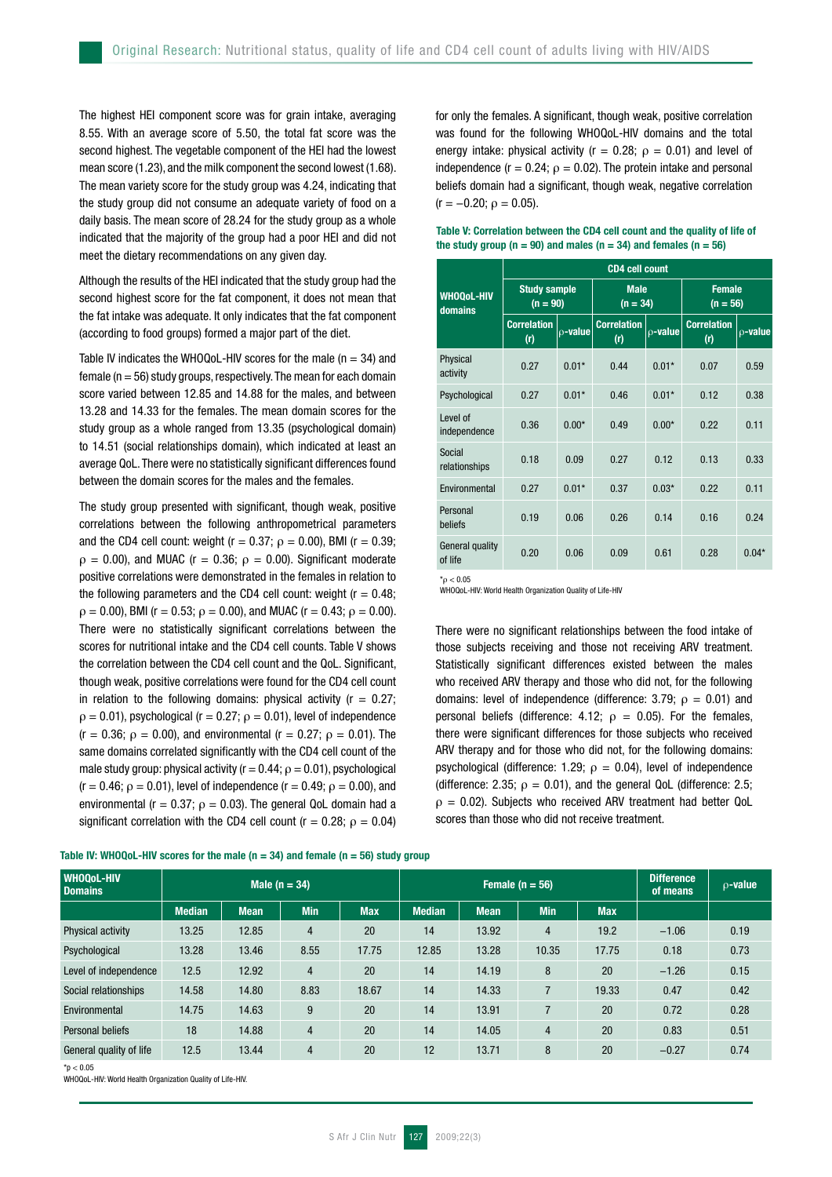The highest HEI component score was for grain intake, averaging 8.55. With an average score of 5.50, the total fat score was the second highest. The vegetable component of the HEI had the lowest mean score (1.23), and the milk component the second lowest (1.68). The mean variety score for the study group was 4.24, indicating that the study group did not consume an adequate variety of food on a daily basis. The mean score of 28.24 for the study group as a whole indicated that the majority of the group had a poor HEI and did not meet the dietary recommendations on any given day.

Although the results of the HEI indicated that the study group had the second highest score for the fat component, it does not mean that the fat intake was adequate. It only indicates that the fat component (according to food groups) formed a major part of the diet.

Table IV indicates the WHOQoL-HIV scores for the male (n = 34) and female (n = 56) study groups, respectively. The mean for each domain score varied between 12.85 and 14.88 for the males, and between 13.28 and 14.33 for the females. The mean domain scores for the study group as a whole ranged from 13.35 (psychological domain) to 14.51 (social relationships domain), which indicated at least an average QoL. There were no statistically significant differences found between the domain scores for the males and the females.

The study group presented with significant, though weak, positive correlations between the following anthropometrical parameters and the CD4 cell count: weight ($r = 0.37$; $\rho = 0.00$), BMI ($r = 0.39$; $\rho = 0.00$), and MUAC ($r = 0.36$; $\rho = 0.00$). Significant moderate positive correlations were demonstrated in the females in relation to the following parameters and the CD4 cell count: weight ($r = 0.48$; $\rho = 0.00$), BMI ($r = 0.53$; $\rho = 0.00$), and MUAC ($r = 0.43$; $\rho = 0.00$). There were no statistically significant correlations between the scores for nutritional intake and the CD4 cell counts. Table V shows the correlation between the CD4 cell count and the QoL. Significant, though weak, positive correlations were found for the CD4 cell count in relation to the following domains: physical activity ($r = 0.27$; $\rho = 0.01$), psychological ($r = 0.27$; $\rho = 0.01$), level of independence ($r = 0.36$; $\rho = 0.00$), and environmental ($r = 0.27$; $\rho = 0.01$). The same domains correlated significantly with the CD4 cell count of the male study group: physical activity ($r = 0.44$; $\rho = 0.01$), psychological ($r = 0.46$; $\rho = 0.01$), level of independence ($r = 0.49$; $\rho = 0.00$), and environmental ($r = 0.37$; $\rho = 0.03$). The general QoL domain had a significant correlation with the CD4 cell count ($r = 0.28$; $\rho = 0.04$) for only the females. A significant, though weak, positive correlation was found for the following WHOQoL-HIV domains and the total energy intake: physical activity ($r = 0.28$; $\rho = 0.01$) and level of independence ($r = 0.24$; $\rho = 0.02$). The protein intake and personal beliefs domain had a significant, though weak, negative correlation ($r = -0.20$; $\rho = 0.05$).

**Table V: Correlation between the CD4 cell count and the quality of life of the study group (n = 90) and males (n = 34) and females (n = 56)**

| WHOQoL-HIV domains | CD4 cell count | | | | | |
|---|---|---|---|---|---|---|
| | Study sample (n = 90) | | Male (n = 34) | | Female (n = 56) | |
| | Correlation (r) | ρ-value | Correlation (r) | ρ-value | Correlation (r) | ρ-value |
| Physical activity | 0.27 | 0.01* | 0.44 | 0.01* | 0.07 | 0.59 |
| Psychological | 0.27 | 0.01* | 0.46 | 0.01* | 0.12 | 0.38 |
| Level of independence | 0.36 | 0.00* | 0.49 | 0.00* | 0.22 | 0.11 |
| Social relationships | 0.18 | 0.09 | 0.27 | 0.12 | 0.13 | 0.33 |
| Environmental | 0.27 | 0.01* | 0.37 | 0.03* | 0.22 | 0.11 |
| Personal beliefs | 0.19 | 0.06 | 0.26 | 0.14 | 0.16 | 0.24 |
| General quality of life | 0.20 | 0.06 | 0.09 | 0.61 | 0.28 | 0.04* |

*$\rho < 0.05$

WHOQoL-HIV: World Health Organization Quality of Life-HIV

There were no significant relationships between the food intake of those subjects receiving and those not receiving ARV treatment. Statistically significant differences existed between the males who received ARV therapy and those who did not, for the following domains: level of independence (difference: 3.79; $\rho = 0.01$) and personal beliefs (difference: 4.12; $\rho = 0.05$). For the females, there were significant differences for those subjects who received ARV therapy and for those who did not, for the following domains: psychological (difference: 1.29; $\rho = 0.04$), level of independence (difference: 2.35; $\rho = 0.01$), and the general QoL (difference: 2.5; $\rho = 0.02$). Subjects who received ARV treatment had better QoL scores than those who did not receive treatment.

**Table IV: WHOQoL-HIV scores for the male (n = 34) and female (n = 56) study group**

| WHOQoL-HIV Domains | Male (n = 34) | | | | Female (n = 56) | | | | Difference of means | ρ-value |
|---|---|---|---|---|---|---|---|---|---|---|
| | Median | Mean | Min | Max | Median | Mean | Min | Max | | |
| Physical activity | 13.25 | 12.85 | 4 | 20 | 14 | 13.92 | 4 | 19.2 | −1.06 | 0.19 |
| Psychological | 13.28 | 13.46 | 8.55 | 17.75 | 12.85 | 13.28 | 10.35 | 17.75 | 0.18 | 0.73 |
| Level of independence | 12.5 | 12.92 | 4 | 20 | 14 | 14.19 | 8 | 20 | −1.26 | 0.15 |
| Social relationships | 14.58 | 14.80 | 8.83 | 18.67 | 14 | 14.33 | 7 | 19.33 | 0.47 | 0.42 |
| Environmental | 14.75 | 14.63 | 9 | 20 | 14 | 13.91 | 7 | 20 | 0.72 | 0.28 |
| Personal beliefs | 18 | 14.88 | 4 | 20 | 14 | 14.05 | 4 | 20 | 0.83 | 0.51 |
| General quality of life | 12.5 | 13.44 | 4 | 20 | 12 | 13.71 | 8 | 20 | −0.27 | 0.74 |

*$p < 0.05$

WHOQoL-HIV: World Health Organization Quality of Life-HIV.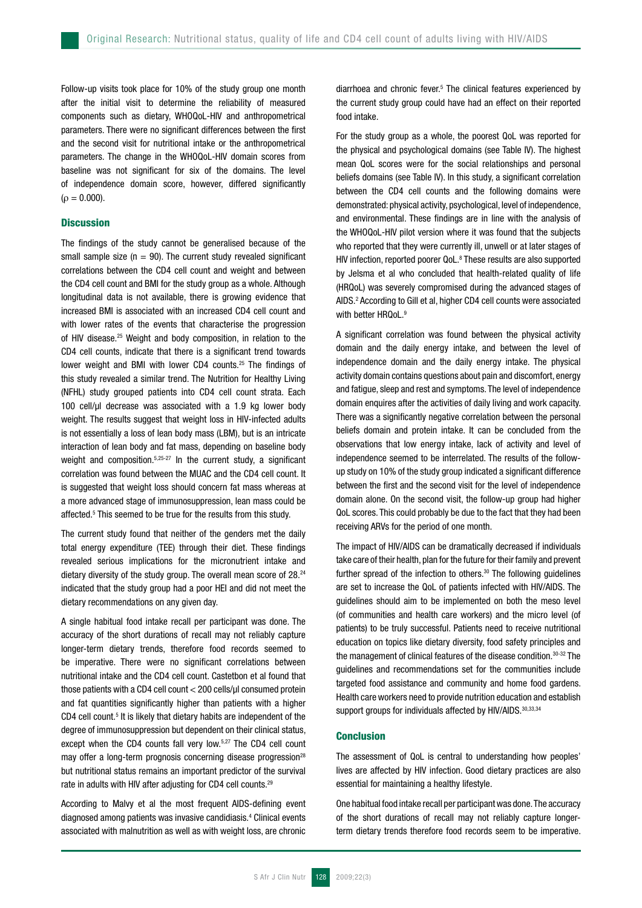Follow-up visits took place for 10% of the study group one month after the initial visit to determine the reliability of measured components such as dietary, WHOQoL-HIV and anthropometrical parameters. There were no significant differences between the first and the second visit for nutritional intake or the anthropometrical parameters. The change in the WHOQoL-HIV domain scores from baseline was not significant for six of the domains. The level of independence domain score, however, differed significantly ($\rho = 0.000$).

## Discussion

The findings of the study cannot be generalised because of the small sample size (n = 90). The current study revealed significant correlations between the CD4 cell count and weight and between the CD4 cell count and BMI for the study group as a whole. Although longitudinal data is not available, there is growing evidence that increased BMI is associated with an increased CD4 cell count and with lower rates of the events that characterise the progression of HIV disease.[25] Weight and body composition, in relation to the CD4 cell counts, indicate that there is a significant trend towards lower weight and BMI with lower CD4 counts.[25] The findings of this study revealed a similar trend. The Nutrition for Healthy Living (NFHL) study grouped patients into CD4 cell count strata. Each 100 cell/µl decrease was associated with a 1.9 kg lower body weight. The results suggest that weight loss in HIV-infected adults is not essentially a loss of lean body mass (LBM), but is an intricate interaction of lean body and fat mass, depending on baseline body weight and composition.[5,25-27] In the current study, a significant correlation was found between the MUAC and the CD4 cell count. It is suggested that weight loss should concern fat mass whereas at a more advanced stage of immunosuppression, lean mass could be affected.[5] This seemed to be true for the results from this study.

The current study found that neither of the genders met the daily total energy expenditure (TEE) through their diet. These findings revealed serious implications for the micronutrient intake and dietary diversity of the study group. The overall mean score of 28.[24] indicated that the study group had a poor HEI and did not meet the dietary recommendations on any given day.

A single habitual food intake recall per participant was done. The accuracy of the short durations of recall may not reliably capture longer-term dietary trends, therefore food records seemed to be imperative. There were no significant correlations between nutritional intake and the CD4 cell count. Castetbon et al found that those patients with a CD4 cell count < 200 cells/µl consumed protein and fat quantities significantly higher than patients with a higher CD4 cell count.[5] It is likely that dietary habits are independent of the degree of immunosuppression but dependent on their clinical status, except when the CD4 counts fall very low.[5,27] The CD4 cell count may offer a long-term prognosis concerning disease progression[28] but nutritional status remains an important predictor of the survival rate in adults with HIV after adjusting for CD4 cell counts.[29]

According to Malvy et al the most frequent AIDS-defining event diagnosed among patients was invasive candidiasis.[4] Clinical events associated with malnutrition as well as with weight loss, are chronic diarrhoea and chronic fever.[5] The clinical features experienced by the current study group could have had an effect on their reported food intake.

For the study group as a whole, the poorest QoL was reported for the physical and psychological domains (see Table IV). The highest mean QoL scores were for the social relationships and personal beliefs domains (see Table IV). In this study, a significant correlation between the CD4 cell counts and the following domains were demonstrated: physical activity, psychological, level of independence, and environmental. These findings are in line with the analysis of the WHOQoL-HIV pilot version where it was found that the subjects who reported that they were currently ill, unwell or at later stages of HIV infection, reported poorer QoL.[8] These results are also supported by Jelsma et al who concluded that health-related quality of life (HRQoL) was severely compromised during the advanced stages of AIDS.[2] According to Gill et al, higher CD4 cell counts were associated with better HRQoL.[9]

A significant correlation was found between the physical activity domain and the daily energy intake, and between the level of independence domain and the daily energy intake. The physical activity domain contains questions about pain and discomfort, energy and fatigue, sleep and rest and symptoms. The level of independence domain enquires after the activities of daily living and work capacity. There was a significantly negative correlation between the personal beliefs domain and protein intake. It can be concluded from the observations that low energy intake, lack of activity and level of independence seemed to be interrelated. The results of the follow-up study on 10% of the study group indicated a significant difference between the first and the second visit for the level of independence domain alone. On the second visit, the follow-up group had higher QoL scores. This could probably be due to the fact that they had been receiving ARVs for the period of one month.

The impact of HIV/AIDS can be dramatically decreased if individuals take care of their health, plan for the future for their family and prevent further spread of the infection to others.[30] The following guidelines are set to increase the QoL of patients infected with HIV/AIDS. The guidelines should aim to be implemented on both the meso level (of communities and health care workers) and the micro level (of patients) to be truly successful. Patients need to receive nutritional education on topics like dietary diversity, food safety principles and the management of clinical features of the disease condition.[30-32] The guidelines and recommendations set for the communities include targeted food assistance and community and home food gardens. Health care workers need to provide nutrition education and establish support groups for individuals affected by HIV/AIDS.[30,33,34]

## Conclusion

The assessment of QoL is central to understanding how peoples' lives are affected by HIV infection. Good dietary practices are also essential for maintaining a healthy lifestyle.

One habitual food intake recall per participant was done. The accuracy of the short durations of recall may not reliably capture longer-term dietary trends therefore food records seem to be imperative.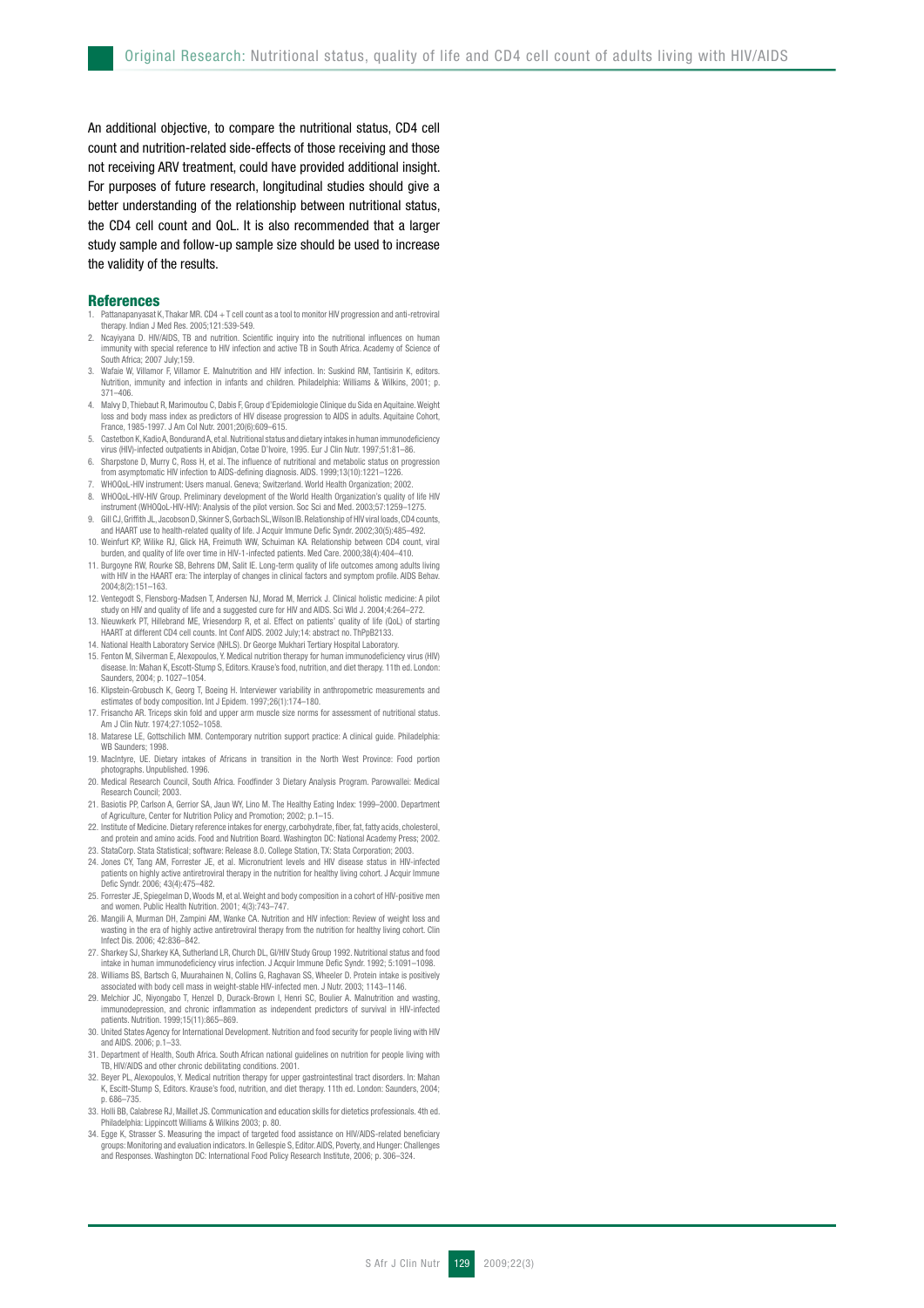An additional objective, to compare the nutritional status, CD4 cell count and nutrition-related side-effects of those receiving and those not receiving ARV treatment, could have provided additional insight. For purposes of future research, longitudinal studies should give a better understanding of the relationship between nutritional status, the CD4 cell count and QoL. It is also recommended that a larger study sample and follow-up sample size should be used to increase the validity of the results.

## References

1. Pattanapanyasat K, Thakar MR. CD4 + T cell count as a tool to monitor HIV progression and anti-retroviral therapy. Indian J Med Res. 2005;121:539-549.
2. Ncayiyana D. HIV/AIDS, TB and nutrition. Scientific inquiry into the nutritional influences on human immunity with special reference to HIV infection and active TB in South Africa. Academy of Science of South Africa; 2007 July;159.
3. Wafaie W, Villamor F, Villamor E. Malnutrition and HIV infection. In: Suskind RM, Tantisirin K, editors. Nutrition, immunity and infection in infants and children. Philadelphia: Williams & Wilkins, 2001; p. 371–406.
4. Malvy D, Thiebaut R, Marimoutou C, Dabis F, Group d'Epidemiologie Clinique du Sida en Aquitaine. Weight loss and body mass index as predictors of HIV disease progression to AIDS in adults. Aquitaine Cohort, France, 1985-1997. J Am Col Nutr. 2001;20(6):609–615.
5. Castetbon K, Kadio A, Bondurand A, et al. Nutritional status and dietary intakes in human immunodeficiency virus (HIV)-infected outpatients in Abidjan, Cotae D'Ivoire, 1995. Eur J Clin Nutr. 1997;51:81–86.
6. Sharpstone D, Murry C, Ross H, et al. The influence of nutritional and metabolic status on progression from asymptomatic HIV infection to AIDS-defining diagnosis. AIDS. 1999;13(10):1221–1226.
7. WHOQoL-HIV instrument: Users manual. Geneva; Switzerland. World Health Organization; 2002.
8. WHOQoL-HIV-HIV Group. Preliminary development of the World Health Organization's quality of life HIV instrument (WHOQoL-HIV-HIV): Analysis of the pilot version. Soc Sci and Med. 2003;57:1259–1275.
9. Gill CJ, Griffith JL, Jacobson D, Skinner S, Gorbach SL, Wilson IB. Relationship of HIV viral loads, CD4 counts, and HAART use to health-related quality of life. J Acquir Immune Defic Syndr. 2002;30(5):485–492.
10. Weinfurt KP, Willke RJ, Glick HA, Freimuth WW, Schuiman KA. Relationship between CD4 count, viral burden, and quality of life over time in HIV-1-infected patients. Med Care. 2000;38(4):404–410.
11. Burgoyne RW, Rourke SB, Behrens DM, Salit IE. Long-term quality of life outcomes among adults living with HIV in the HAART era: The interplay of changes in clinical factors and symptom profile. AIDS Behav. 2004;8(2):151–163.
12. Ventegodt S, Flensborg-Madsen T, Andersen NJ, Morad M, Merrick J. Clinical holistic medicine: A pilot study on HIV and quality of life and a suggested cure for HIV and AIDS. Sci Wld J. 2004;4:264–272.
13. Nieuwkerk PT, Hillebrand ME, Vriesendorp R, et al. Effect on patients' quality of life (QoL) of starting HAART at different CD4 cell counts. Int Conf AIDS. 2002 July;14: abstract no. ThPpB2133.
14. National Health Laboratory Service (NHLS). Dr George Mukhari Tertiary Hospital Laboratory.
15. Fenton M, Silverman E, Alexopoulos, Y. Medical nutrition therapy for human immunodeficiency virus (HIV) disease. In: Mahan K, Escott-Stump S, Editors. Krause's food, nutrition, and diet therapy. 11th ed. London: Saunders, 2004; p. 1027–1054.
16. Klipstein-Grobusch K, Georg T, Boeing H. Interviewer variability in anthropometric measurements and estimates of body composition. Int J Epidem. 1997;26(1):174–180.
17. Frisancho AR. Triceps skin fold and upper arm muscle size norms for assessment of nutritional status. Am J Clin Nutr. 1974;27:1052–1058.
18. Matarese LE, Gottschilich MM. Contemporary nutrition support practice: A clinical guide. Philadelphia: WB Saunders; 1998.
19. MacIntyre, UE. Dietary intakes of Africans in transition in the North West Province: Food portion photographs. Unpublished. 1996.
20. Medical Research Council, South Africa. Foodfinder 3 Dietary Analysis Program. Parowvallei: Medical Research Council; 2003.
21. Basiotis PP, Carlson A, Gerrior SA, Jaun WY, Lino M. The Healthy Eating Index: 1999–2000. Department of Agriculture, Center for Nutrition Policy and Promotion; 2002; p.1–15.
22. Institute of Medicine. Dietary reference intakes for energy, carbohydrate, fiber, fat, fatty acids, cholesterol, and protein and amino acids. Food and Nutrition Board. Washington DC: National Academy Press; 2002.
23. StataCorp. Stata Statistical; software: Release 8.0. College Station, TX: Stata Corporation; 2003.
24. Jones CY, Tang AM, Forrester JE, et al. Micronutrient levels and HIV disease status in HIV-infected patients on highly active antiretroviral therapy in the nutrition for healthy living cohort. J Acquir Immune Defic Syndr. 2006; 43(4):475–482.
25. Forrester JE, Spiegelman D, Woods M, et al. Weight and body composition in a cohort of HIV-positive men and women. Public Health Nutrition. 2001; 4(3):743–747.
26. Mangili A, Murman DH, Zampini AM, Wanke CA. Nutrition and HIV infection: Review of weight loss and wasting in the era of highly active antiretroviral therapy from the nutrition for healthy living cohort. Clin Infect Dis. 2006; 42:836–842.
27. Sharkey SJ, Sharkey KA, Sutherland LR, Church DL, GI/HIV Study Group 1992. Nutritional status and food intake in human immunodeficiency virus infection. J Acquir Immune Defic Syndr. 1992; 5:1091–1098.
28. Williams BS, Bartsch G, Muurahainen N, Collins G, Raghavan SS, Wheeler D. Protein intake is positively associated with body cell mass in weight-stable HIV-infected men. J Nutr. 2003; 1143–1146.
29. Melchior JC, Niyongabo T, Henzel D, Durack-Brown I, Henri SC, Boulier A. Malnutrition and wasting, immunodepression, and chronic inflammation as independent predictors of survival in HIV-infected patients. Nutrition. 1999;15(11):865–869.
30. United States Agency for International Development. Nutrition and food security for people living with HIV and AIDS. 2006; p.1–33.
31. Department of Health, South Africa. South African national guidelines on nutrition for people living with TB, HIV/AIDS and other chronic debilitating conditions. 2001.
32. Beyer PL, Alexopoulos, Y. Medical nutrition therapy for upper gastrointestinal tract disorders. In: Mahan K, Escitt-Stump S, Editors. Krause's food, nutrition, and diet therapy. 11th ed. London: Saunders, 2004; p. 686–735.
33. Holli BB, Calabrese RJ, Maillet JS. Communication and education skills for dietetics professionals. 4th ed. Philadelphia: Lippincott Williams & Wilkins 2003; p. 80.
34. Egge K, Strasser S. Measuring the impact of targeted food assistance on HIV/AIDS-related beneficiary groups: Monitoring and evaluation indicators. In Gellespie S, Editor. AIDS, Poverty, and Hunger: Challenges and Responses. Washington DC: International Food Policy Research Institute, 2006; p. 306–324.